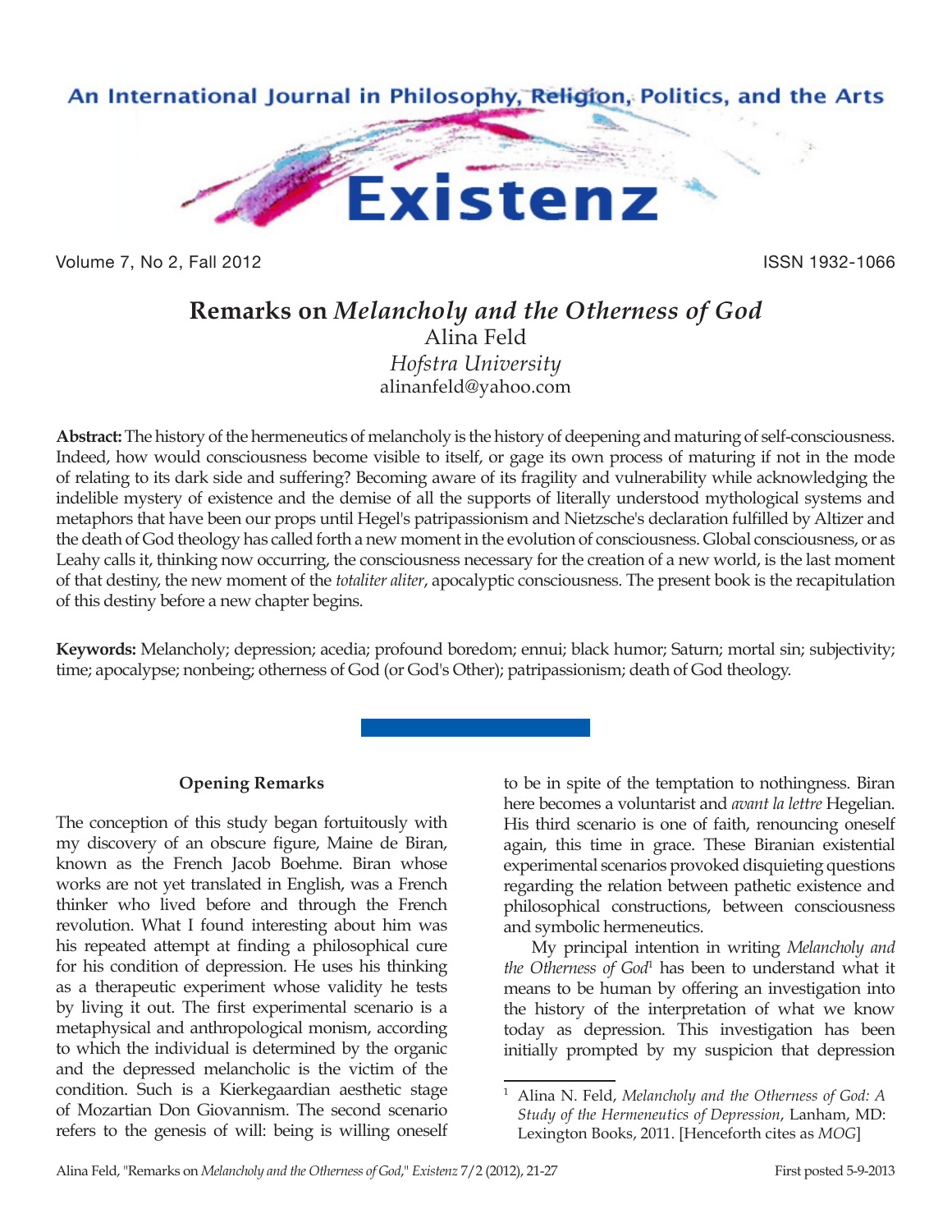# Remarks on *Melancholy and the Otherness of God*

Alina Feld
*Hofstra University*
alinanfeld@yahoo.com

**Abstract:** The history of the hermeneutics of melancholy is the history of deepening and maturing of self-consciousness. Indeed, how would consciousness become visible to itself, or gage its own process of maturing if not in the mode of relating to its dark side and suffering? Becoming aware of its fragility and vulnerability while acknowledging the indelible mystery of existence and the demise of all the supports of literally understood mythological systems and metaphors that have been our props until Hegel's patripassionism and Nietzsche's declaration fulfilled by Altizer and the death of God theology has called forth a new moment in the evolution of consciousness. Global consciousness, or as Leahy calls it, thinking now occurring, the consciousness necessary for the creation of a new world, is the last moment of that destiny, the new moment of the *totaliter aliter*, apocalyptic consciousness. The present book is the recapitulation of this destiny before a new chapter begins.

**Keywords:** Melancholy; depression; acedia; profound boredom; ennui; black humor; Saturn; mortal sin; subjectivity; time; apocalypse; nonbeing; otherness of God (or God's Other); patripassionism; death of God theology.

## Opening Remarks

The conception of this study began fortuitously with my discovery of an obscure figure, Maine de Biran, known as the French Jacob Boehme. Biran whose works are not yet translated in English, was a French thinker who lived before and through the French revolution. What I found interesting about him was his repeated attempt at finding a philosophical cure for his condition of depression. He uses his thinking as a therapeutic experiment whose validity he tests by living it out. The first experimental scenario is a metaphysical and anthropological monism, according to which the individual is determined by the organic and the depressed melancholic is the victim of the condition. Such is a Kierkegaardian aesthetic stage of Mozartian Don Giovannism. The second scenario refers to the genesis of will: being is willing oneself to be in spite of the temptation to nothingness. Biran here becomes a voluntarist and *avant la lettre* Hegelian. His third scenario is one of faith, renouncing oneself again, this time in grace. These Biranian existential experimental scenarios provoked disquieting questions regarding the relation between pathetic existence and philosophical constructions, between consciousness and symbolic hermeneutics.

My principal intention in writing *Melancholy and the Otherness of God*[1] has been to understand what it means to be human by offering an investigation into the history of the interpretation of what we know today as depression. This investigation has been initially prompted by my suspicion that depression

[1] Alina N. Feld, *Melancholy and the Otherness of God: A Study of the Hermeneutics of Depression*, Lanham, MD: Lexington Books, 2011. [Henceforth cites as *MOG*]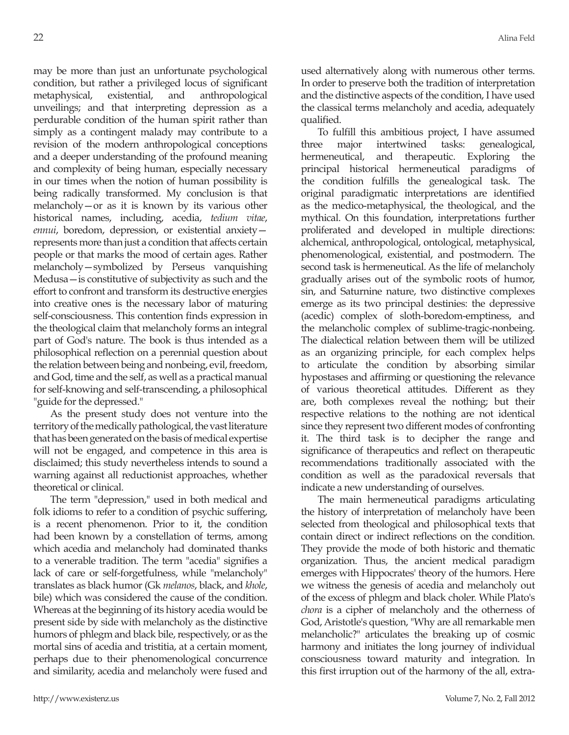may be more than just an unfortunate psychological condition, but rather a privileged locus of significant metaphysical, existential, and anthropological unveilings; and that interpreting depression as a perdurable condition of the human spirit rather than simply as a contingent malady may contribute to a revision of the modern anthropological conceptions and a deeper understanding of the profound meaning and complexity of being human, especially necessary in our times when the notion of human possibility is being radically transformed. My conclusion is that melancholy—or as it is known by its various other historical names, including, acedia, *tedium vitae*, *ennui*, boredom, depression, or existential anxiety—represents more than just a condition that affects certain people or that marks the mood of certain ages. Rather melancholy—symbolized by Perseus vanquishing Medusa—is constitutive of subjectivity as such and the effort to confront and transform its destructive energies into creative ones is the necessary labor of maturing self-consciousness. This contention finds expression in the theological claim that melancholy forms an integral part of God's nature. The book is thus intended as a philosophical reflection on a perennial question about the relation between being and nonbeing, evil, freedom, and God, time and the self, as well as a practical manual for self-knowing and self-transcending, a philosophical "guide for the depressed."

As the present study does not venture into the territory of the medically pathological, the vast literature that has been generated on the basis of medical expertise will not be engaged, and competence in this area is disclaimed; this study nevertheless intends to sound a warning against all reductionist approaches, whether theoretical or clinical.

The term "depression," used in both medical and folk idioms to refer to a condition of psychic suffering, is a recent phenomenon. Prior to it, the condition had been known by a constellation of terms, among which acedia and melancholy had dominated thanks to a venerable tradition. The term "acedia" signifies a lack of care or self-forgetfulness, while "melancholy" translates as black humor (Gk *melanos*, black, and *khole*, bile) which was considered the cause of the condition. Whereas at the beginning of its history acedia would be present side by side with melancholy as the distinctive humors of phlegm and black bile, respectively, or as the mortal sins of acedia and tristitia, at a certain moment, perhaps due to their phenomenological concurrence and similarity, acedia and melancholy were fused and used alternatively along with numerous other terms. In order to preserve both the tradition of interpretation and the distinctive aspects of the condition, I have used the classical terms melancholy and acedia, adequately qualified.

To fulfill this ambitious project, I have assumed three major intertwined tasks: genealogical, hermeneutical, and therapeutic. Exploring the principal historical hermeneutical paradigms of the condition fulfills the genealogical task. The original paradigmatic interpretations are identified as the medico-metaphysical, the theological, and the mythical. On this foundation, interpretations further proliferated and developed in multiple directions: alchemical, anthropological, ontological, metaphysical, phenomenological, existential, and postmodern. The second task is hermeneutical. As the life of melancholy gradually arises out of the symbolic roots of humor, sin, and Saturnine nature, two distinctive complexes emerge as its two principal destinies: the depressive (acedic) complex of sloth-boredom-emptiness, and the melancholic complex of sublime-tragic-nonbeing. The dialectical relation between them will be utilized as an organizing principle, for each complex helps to articulate the condition by absorbing similar hypostases and affirming or questioning the relevance of various theoretical attitudes. Different as they are, both complexes reveal the nothing; but their respective relations to the nothing are not identical since they represent two different modes of confronting it. The third task is to decipher the range and significance of therapeutics and reflect on therapeutic recommendations traditionally associated with the condition as well as the paradoxical reversals that indicate a new understanding of ourselves.

The main hermeneutical paradigms articulating the history of interpretation of melancholy have been selected from theological and philosophical texts that contain direct or indirect reflections on the condition. They provide the mode of both historic and thematic organization. Thus, the ancient medical paradigm emerges with Hippocrates' theory of the humors. Here we witness the genesis of acedia and melancholy out of the excess of phlegm and black choler. While Plato's *chora* is a cipher of melancholy and the otherness of God, Aristotle's question, "Why are all remarkable men melancholic?" articulates the breaking up of cosmic harmony and initiates the long journey of individual consciousness toward maturity and integration. In this first irruption out of the harmony of the all, extra-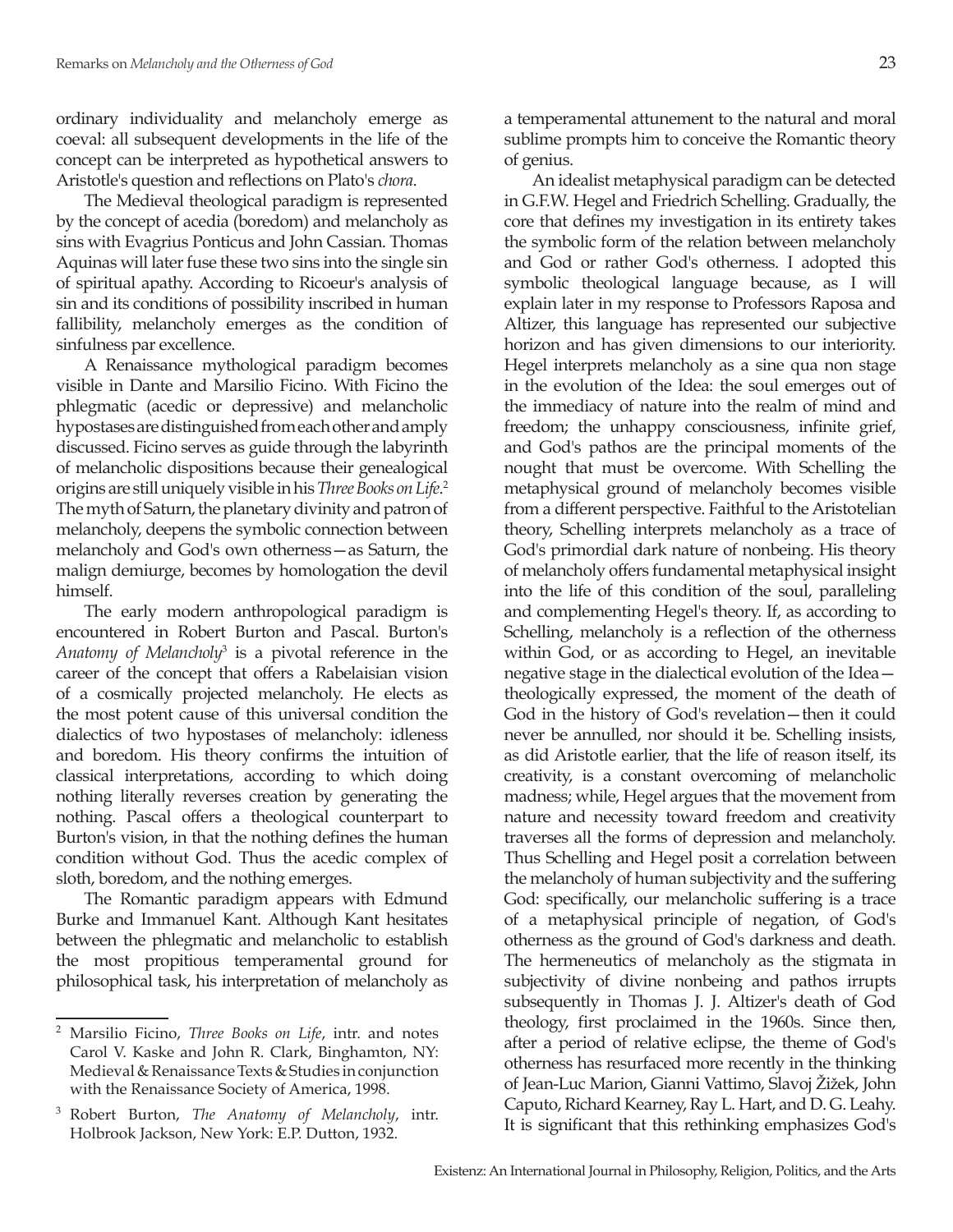ordinary individuality and melancholy emerge as coeval: all subsequent developments in the life of the concept can be interpreted as hypothetical answers to Aristotle's question and reflections on Plato's *chora*.

The Medieval theological paradigm is represented by the concept of acedia (boredom) and melancholy as sins with Evagrius Ponticus and John Cassian. Thomas Aquinas will later fuse these two sins into the single sin of spiritual apathy. According to Ricoeur's analysis of sin and its conditions of possibility inscribed in human fallibility, melancholy emerges as the condition of sinfulness par excellence.

A Renaissance mythological paradigm becomes visible in Dante and Marsilio Ficino. With Ficino the phlegmatic (acedic or depressive) and melancholic hypostases are distinguished from each other and amply discussed. Ficino serves as guide through the labyrinth of melancholic dispositions because their genealogical origins are still uniquely visible in his *Three Books on Life*.[2] The myth of Saturn, the planetary divinity and patron of melancholy, deepens the symbolic connection between melancholy and God's own otherness—as Saturn, the malign demiurge, becomes by homologation the devil himself.

The early modern anthropological paradigm is encountered in Robert Burton and Pascal. Burton's *Anatomy of Melancholy*[3] is a pivotal reference in the career of the concept that offers a Rabelaisian vision of a cosmically projected melancholy. He elects as the most potent cause of this universal condition the dialectics of two hypostases of melancholy: idleness and boredom. His theory confirms the intuition of classical interpretations, according to which doing nothing literally reverses creation by generating the nothing. Pascal offers a theological counterpart to Burton's vision, in that the nothing defines the human condition without God. Thus the acedic complex of sloth, boredom, and the nothing emerges.

The Romantic paradigm appears with Edmund Burke and Immanuel Kant. Although Kant hesitates between the phlegmatic and melancholic to establish the most propitious temperamental ground for philosophical task, his interpretation of melancholy as a temperamental attunement to the natural and moral sublime prompts him to conceive the Romantic theory of genius.

An idealist metaphysical paradigm can be detected in G.F.W. Hegel and Friedrich Schelling. Gradually, the core that defines my investigation in its entirety takes the symbolic form of the relation between melancholy and God or rather God's otherness. I adopted this symbolic theological language because, as I will explain later in my response to Professors Raposa and Altizer, this language has represented our subjective horizon and has given dimensions to our interiority. Hegel interprets melancholy as a sine qua non stage in the evolution of the Idea: the soul emerges out of the immediacy of nature into the realm of mind and freedom; the unhappy consciousness, infinite grief, and God's pathos are the principal moments of the nought that must be overcome. With Schelling the metaphysical ground of melancholy becomes visible from a different perspective. Faithful to the Aristotelian theory, Schelling interprets melancholy as a trace of God's primordial dark nature of nonbeing. His theory of melancholy offers fundamental metaphysical insight into the life of this condition of the soul, paralleling and complementing Hegel's theory. If, as according to Schelling, melancholy is a reflection of the otherness within God, or as according to Hegel, an inevitable negative stage in the dialectical evolution of the Idea—theologically expressed, the moment of the death of God in the history of God's revelation—then it could never be annulled, nor should it be. Schelling insists, as did Aristotle earlier, that the life of reason itself, its creativity, is a constant overcoming of melancholic madness; while, Hegel argues that the movement from nature and necessity toward freedom and creativity traverses all the forms of depression and melancholy. Thus Schelling and Hegel posit a correlation between the melancholy of human subjectivity and the suffering God: specifically, our melancholic suffering is a trace of a metaphysical principle of negation, of God's otherness as the ground of God's darkness and death. The hermeneutics of melancholy as the stigmata in subjectivity of divine nonbeing and pathos irrupts subsequently in Thomas J. J. Altizer's death of God theology, first proclaimed in the 1960s. Since then, after a period of relative eclipse, the theme of God's otherness has resurfaced more recently in the thinking of Jean-Luc Marion, Gianni Vattimo, Slavoj Žižek, John Caputo, Richard Kearney, Ray L. Hart, and D. G. Leahy. It is significant that this rethinking emphasizes God's

---

[2] Marsilio Ficino, *Three Books on Life*, intr. and notes Carol V. Kaske and John R. Clark, Binghamton, NY: Medieval & Renaissance Texts & Studies in conjunction with the Renaissance Society of America, 1998.

[3] Robert Burton, *The Anatomy of Melancholy*, intr. Holbrook Jackson, New York: E.P. Dutton, 1932.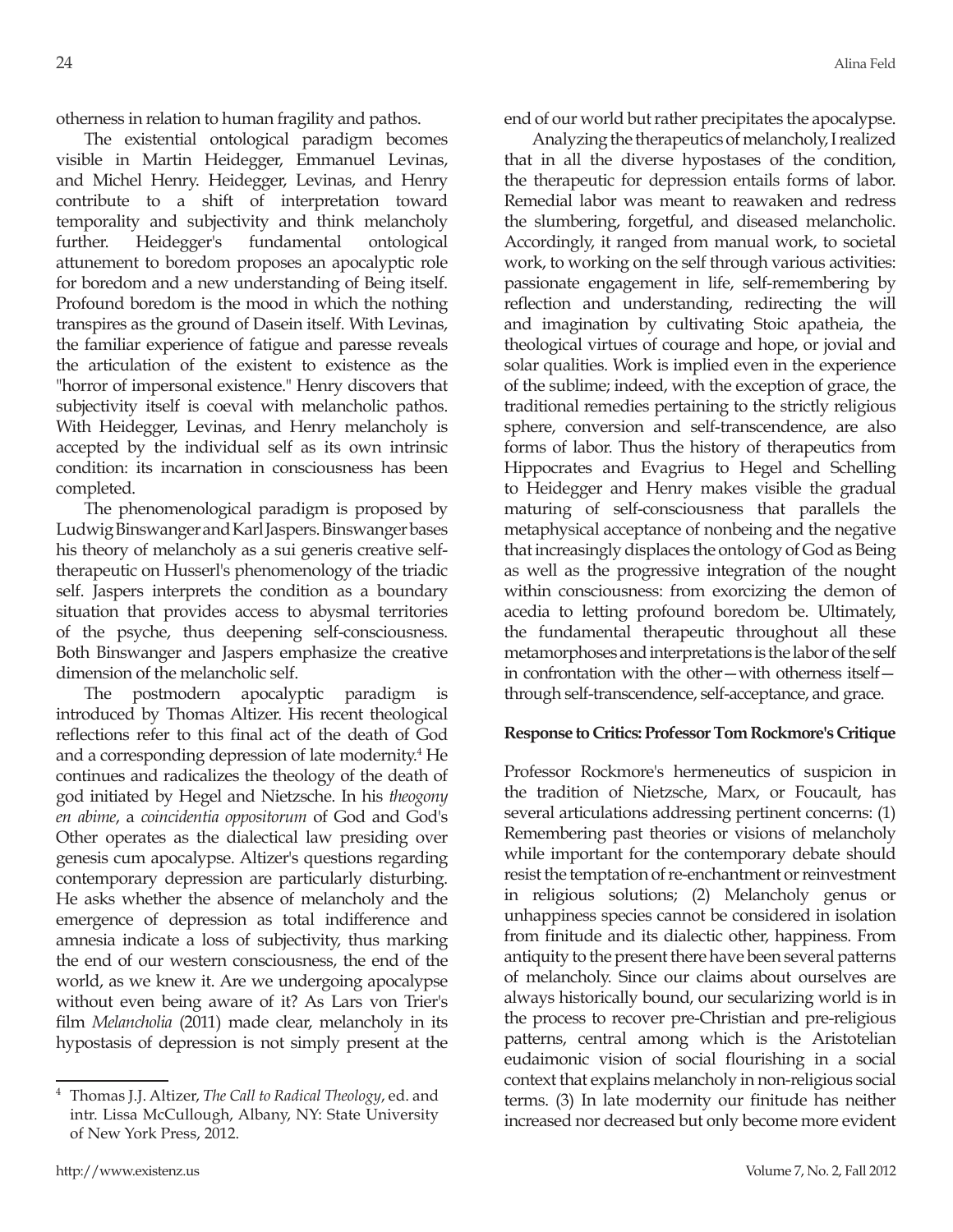otherness in relation to human fragility and pathos.

The existential ontological paradigm becomes visible in Martin Heidegger, Emmanuel Levinas, and Michel Henry. Heidegger, Levinas, and Henry contribute to a shift of interpretation toward temporality and subjectivity and think melancholy further. Heidegger's fundamental ontological attunement to boredom proposes an apocalyptic role for boredom and a new understanding of Being itself. Profound boredom is the mood in which the nothing transpires as the ground of Dasein itself. With Levinas, the familiar experience of fatigue and paresse reveals the articulation of the existent to existence as the "horror of impersonal existence." Henry discovers that subjectivity itself is coeval with melancholic pathos. With Heidegger, Levinas, and Henry melancholy is accepted by the individual self as its own intrinsic condition: its incarnation in consciousness has been completed.

The phenomenological paradigm is proposed by Ludwig Binswanger and Karl Jaspers. Binswanger bases his theory of melancholy as a sui generis creative self-therapeutic on Husserl's phenomenology of the triadic self. Jaspers interprets the condition as a boundary situation that provides access to abysmal territories of the psyche, thus deepening self-consciousness. Both Binswanger and Jaspers emphasize the creative dimension of the melancholic self.

The postmodern apocalyptic paradigm is introduced by Thomas Altizer. His recent theological reflections refer to this final act of the death of God and a corresponding depression of late modernity.[4] He continues and radicalizes the theology of the death of god initiated by Hegel and Nietzsche. In his *theogony en abime*, a *coincidentia oppositorum* of God and God's Other operates as the dialectical law presiding over genesis cum apocalypse. Altizer's questions regarding contemporary depression are particularly disturbing. He asks whether the absence of melancholy and the emergence of depression as total indifference and amnesia indicate a loss of subjectivity, thus marking the end of our western consciousness, the end of the world, as we knew it. Are we undergoing apocalypse without even being aware of it? As Lars von Trier's film *Melancholia* (2011) made clear, melancholy in its hypostasis of depression is not simply present at the end of our world but rather precipitates the apocalypse.

Analyzing the therapeutics of melancholy, I realized that in all the diverse hypostases of the condition, the therapeutic for depression entails forms of labor. Remedial labor was meant to reawaken and redress the slumbering, forgetful, and diseased melancholic. Accordingly, it ranged from manual work, to societal work, to working on the self through various activities: passionate engagement in life, self-remembering by reflection and understanding, redirecting the will and imagination by cultivating Stoic apatheia, the theological virtues of courage and hope, or jovial and solar qualities. Work is implied even in the experience of the sublime; indeed, with the exception of grace, the traditional remedies pertaining to the strictly religious sphere, conversion and self-transcendence, are also forms of labor. Thus the history of therapeutics from Hippocrates and Evagrius to Hegel and Schelling to Heidegger and Henry makes visible the gradual maturing of self-consciousness that parallels the metaphysical acceptance of nonbeing and the negative that increasingly displaces the ontology of God as Being as well as the progressive integration of the nought within consciousness: from exorcizing the demon of acedia to letting profound boredom be. Ultimately, the fundamental therapeutic throughout all these metamorphoses and interpretations is the labor of the self in confrontation with the other—with otherness itself—through self-transcendence, self-acceptance, and grace.

### Response to Critics: Professor Tom Rockmore's Critique

Professor Rockmore's hermeneutics of suspicion in the tradition of Nietzsche, Marx, or Foucault, has several articulations addressing pertinent concerns: (1) Remembering past theories or visions of melancholy while important for the contemporary debate should resist the temptation of re-enchantment or reinvestment in religious solutions; (2) Melancholy genus or unhappiness species cannot be considered in isolation from finitude and its dialectic other, happiness. From antiquity to the present there have been several patterns of melancholy. Since our claims about ourselves are always historically bound, our secularizing world is in the process to recover pre-Christian and pre-religious patterns, central among which is the Aristotelian eudaimonic vision of social flourishing in a social context that explains melancholy in non-religious social terms. (3) In late modernity our finitude has neither increased nor decreased but only become more evident

[4] Thomas J.J. Altizer, *The Call to Radical Theology*, ed. and intr. Lissa McCullough, Albany, NY: State University of New York Press, 2012.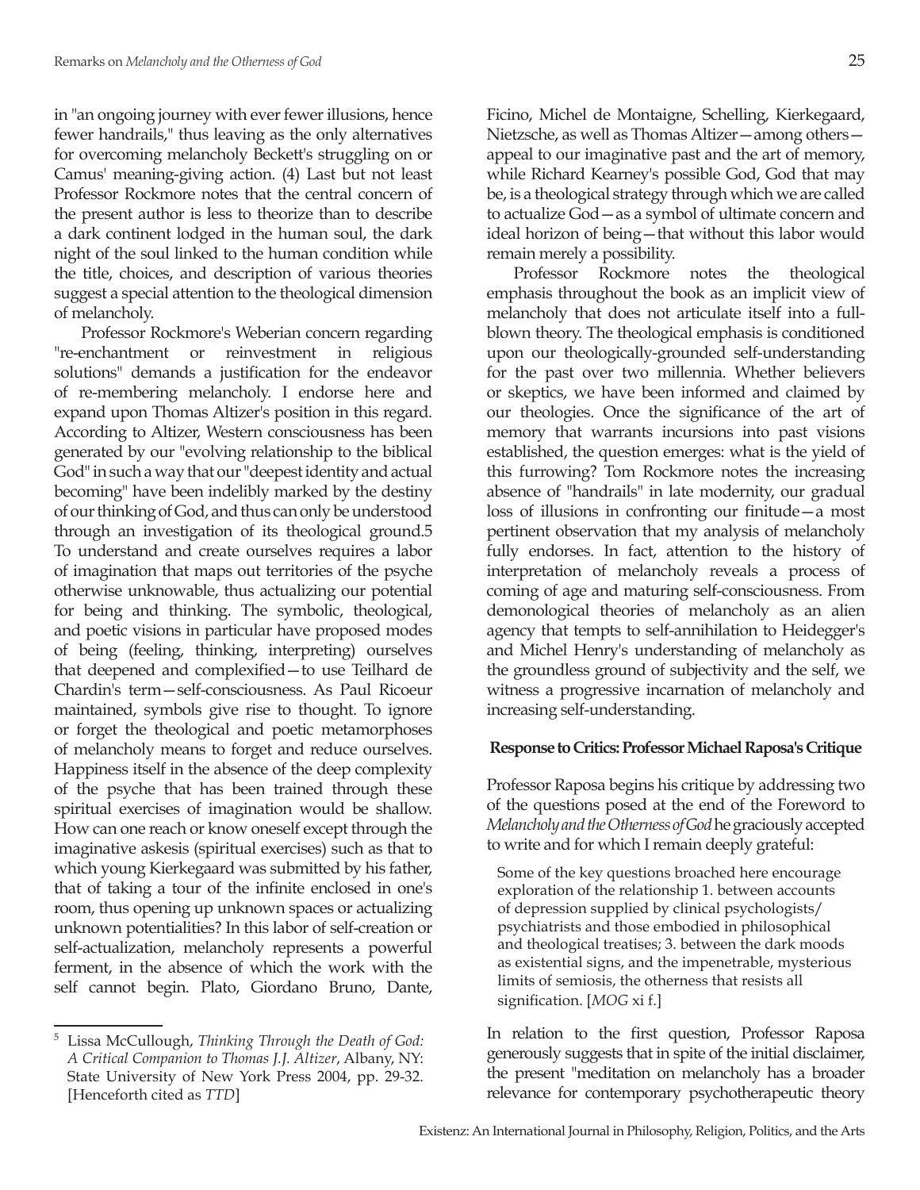in "an ongoing journey with ever fewer illusions, hence fewer handrails," thus leaving as the only alternatives for overcoming melancholy Beckett's struggling on or Camus' meaning-giving action. (4) Last but not least Professor Rockmore notes that the central concern of the present author is less to theorize than to describe a dark continent lodged in the human soul, the dark night of the soul linked to the human condition while the title, choices, and description of various theories suggest a special attention to the theological dimension of melancholy.

Professor Rockmore's Weberian concern regarding "re-enchantment or reinvestment in religious solutions" demands a justification for the endeavor of re-membering melancholy. I endorse here and expand upon Thomas Altizer's position in this regard. According to Altizer, Western consciousness has been generated by our "evolving relationship to the biblical God" in such a way that our "deepest identity and actual becoming" have been indelibly marked by the destiny of our thinking of God, and thus can only be understood through an investigation of its theological ground.[5] To understand and create ourselves requires a labor of imagination that maps out territories of the psyche otherwise unknowable, thus actualizing our potential for being and thinking. The symbolic, theological, and poetic visions in particular have proposed modes of being (feeling, thinking, interpreting) ourselves that deepened and complexified—to use Teilhard de Chardin's term—self-consciousness. As Paul Ricoeur maintained, symbols give rise to thought. To ignore or forget the theological and poetic metamorphoses of melancholy means to forget and reduce ourselves. Happiness itself in the absence of the deep complexity of the psyche that has been trained through these spiritual exercises of imagination would be shallow. How can one reach or know oneself except through the imaginative askesis (spiritual exercises) such as that to which young Kierkegaard was submitted by his father, that of taking a tour of the infinite enclosed in one's room, thus opening up unknown spaces or actualizing unknown potentialities? In this labor of self-creation or self-actualization, melancholy represents a powerful ferment, in the absence of which the work with the self cannot begin. Plato, Giordano Bruno, Dante, Ficino, Michel de Montaigne, Schelling, Kierkegaard, Nietzsche, as well as Thomas Altizer—among others—appeal to our imaginative past and the art of memory, while Richard Kearney's possible God, God that may be, is a theological strategy through which we are called to actualize God—as a symbol of ultimate concern and ideal horizon of being—that without this labor would remain merely a possibility.

Professor Rockmore notes the theological emphasis throughout the book as an implicit view of melancholy that does not articulate itself into a full-blown theory. The theological emphasis is conditioned upon our theologically-grounded self-understanding for the past over two millennia. Whether believers or skeptics, we have been informed and claimed by our theologies. Once the significance of the art of memory that warrants incursions into past visions established, the question emerges: what is the yield of this furrowing? Tom Rockmore notes the increasing absence of "handrails" in late modernity, our gradual loss of illusions in confronting our finitude—a most pertinent observation that my analysis of melancholy fully endorses. In fact, attention to the history of interpretation of melancholy reveals a process of coming of age and maturing self-consciousness. From demonological theories of melancholy as an alien agency that tempts to self-annihilation to Heidegger's and Michel Henry's understanding of melancholy as the groundless ground of subjectivity and the self, we witness a progressive incarnation of melancholy and increasing self-understanding.

#### Response to Critics: Professor Michael Raposa's Critique

Professor Raposa begins his critique by addressing two of the questions posed at the end of the Foreword to *Melancholy and the Otherness of God* he graciously accepted to write and for which I remain deeply grateful:

> Some of the key questions broached here encourage exploration of the relationship 1. between accounts of depression supplied by clinical psychologists/psychiatrists and those embodied in philosophical and theological treatises; 3. between the dark moods as existential signs, and the impenetrable, mysterious limits of semiosis, the otherness that resists all signification. [*MOG* xi f.]

In relation to the first question, Professor Raposa generously suggests that in spite of the initial disclaimer, the present "meditation on melancholy has a broader relevance for contemporary psychotherapeutic theory

---

[5] Lissa McCullough, *Thinking Through the Death of God: A Critical Companion to Thomas J.J. Altizer*, Albany, NY: State University of New York Press 2004, pp. 29-32. [Henceforth cited as *TTD*]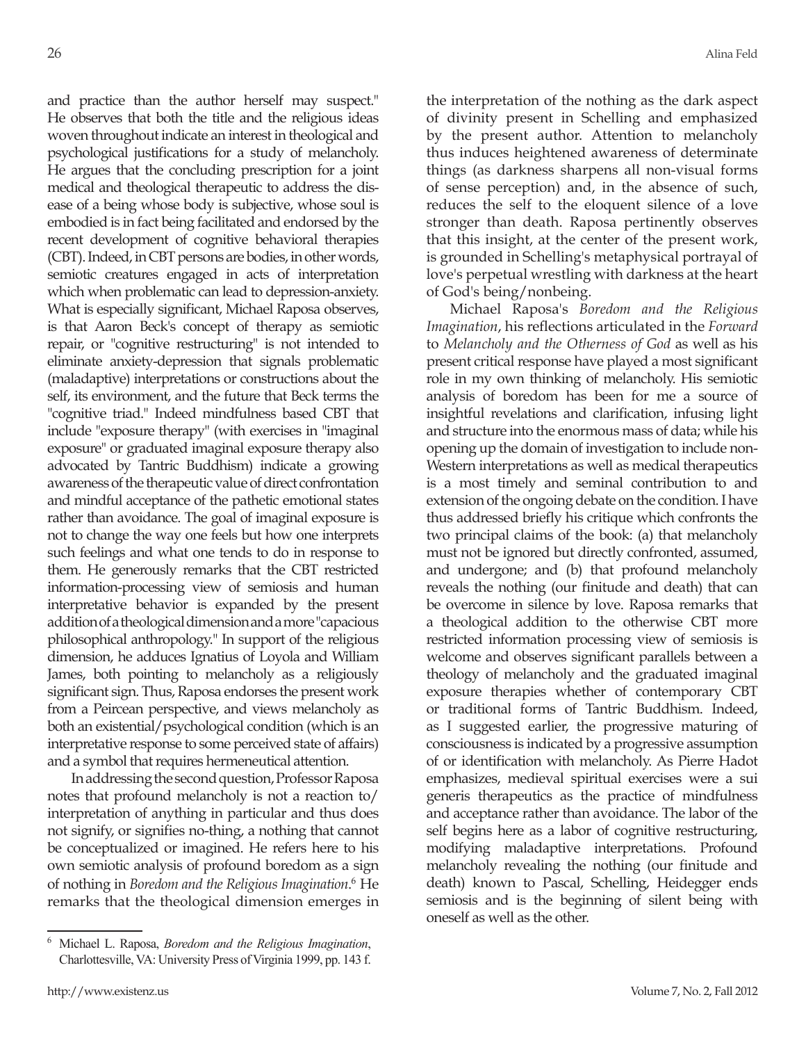and practice than the author herself may suspect." He observes that both the title and the religious ideas woven throughout indicate an interest in theological and psychological justifications for a study of melancholy. He argues that the concluding prescription for a joint medical and theological therapeutic to address the disease of a being whose body is subjective, whose soul is embodied is in fact being facilitated and endorsed by the recent development of cognitive behavioral therapies (CBT). Indeed, in CBT persons are bodies, in other words, semiotic creatures engaged in acts of interpretation which when problematic can lead to depression-anxiety. What is especially significant, Michael Raposa observes, is that Aaron Beck's concept of therapy as semiotic repair, or "cognitive restructuring" is not intended to eliminate anxiety-depression that signals problematic (maladaptive) interpretations or constructions about the self, its environment, and the future that Beck terms the "cognitive triad." Indeed mindfulness based CBT that include "exposure therapy" (with exercises in "imaginal exposure" or graduated imaginal exposure therapy also advocated by Tantric Buddhism) indicate a growing awareness of the therapeutic value of direct confrontation and mindful acceptance of the pathetic emotional states rather than avoidance. The goal of imaginal exposure is not to change the way one feels but how one interprets such feelings and what one tends to do in response to them. He generously remarks that the CBT restricted information-processing view of semiosis and human interpretative behavior is expanded by the present addition of a theological dimension and a more "capacious philosophical anthropology." In support of the religious dimension, he adduces Ignatius of Loyola and William James, both pointing to melancholy as a religiously significant sign. Thus, Raposa endorses the present work from a Peircean perspective, and views melancholy as both an existential/psychological condition (which is an interpretative response to some perceived state of affairs) and a symbol that requires hermeneutical attention.

In addressing the second question, Professor Raposa notes that profound melancholy is not a reaction to/interpretation of anything in particular and thus does not signify, or signifies no-thing, a nothing that cannot be conceptualized or imagined. He refers here to his own semiotic analysis of profound boredom as a sign of nothing in *Boredom and the Religious Imagination*.[6] He remarks that the theological dimension emerges in the interpretation of the nothing as the dark aspect of divinity present in Schelling and emphasized by the present author. Attention to melancholy thus induces heightened awareness of determinate things (as darkness sharpens all non-visual forms of sense perception) and, in the absence of such, reduces the self to the eloquent silence of a love stronger than death. Raposa pertinently observes that this insight, at the center of the present work, is grounded in Schelling's metaphysical portrayal of love's perpetual wrestling with darkness at the heart of God's being/nonbeing.

Michael Raposa's *Boredom and the Religious Imagination*, his reflections articulated in the *Forward* to *Melancholy and the Otherness of God* as well as his present critical response have played a most significant role in my own thinking of melancholy. His semiotic analysis of boredom has been for me a source of insightful revelations and clarification, infusing light and structure into the enormous mass of data; while his opening up the domain of investigation to include non-Western interpretations as well as medical therapeutics is a most timely and seminal contribution to and extension of the ongoing debate on the condition. I have thus addressed briefly his critique which confronts the two principal claims of the book: (a) that melancholy must not be ignored but directly confronted, assumed, and undergone; and (b) that profound melancholy reveals the nothing (our finitude and death) that can be overcome in silence by love. Raposa remarks that a theological addition to the otherwise CBT more restricted information processing view of semiosis is welcome and observes significant parallels between a theology of melancholy and the graduated imaginal exposure therapies whether of contemporary CBT or traditional forms of Tantric Buddhism. Indeed, as I suggested earlier, the progressive maturing of consciousness is indicated by a progressive assumption of or identification with melancholy. As Pierre Hadot emphasizes, medieval spiritual exercises were a sui generis therapeutics as the practice of mindfulness and acceptance rather than avoidance. The labor of the self begins here as a labor of cognitive restructuring, modifying maladaptive interpretations. Profound melancholy revealing the nothing (our finitude and death) known to Pascal, Schelling, Heidegger ends semiosis and is the beginning of silent being with oneself as well as the other.

---

[6] Michael L. Raposa, *Boredom and the Religious Imagination*, Charlottesville, VA: University Press of Virginia 1999, pp. 143 f.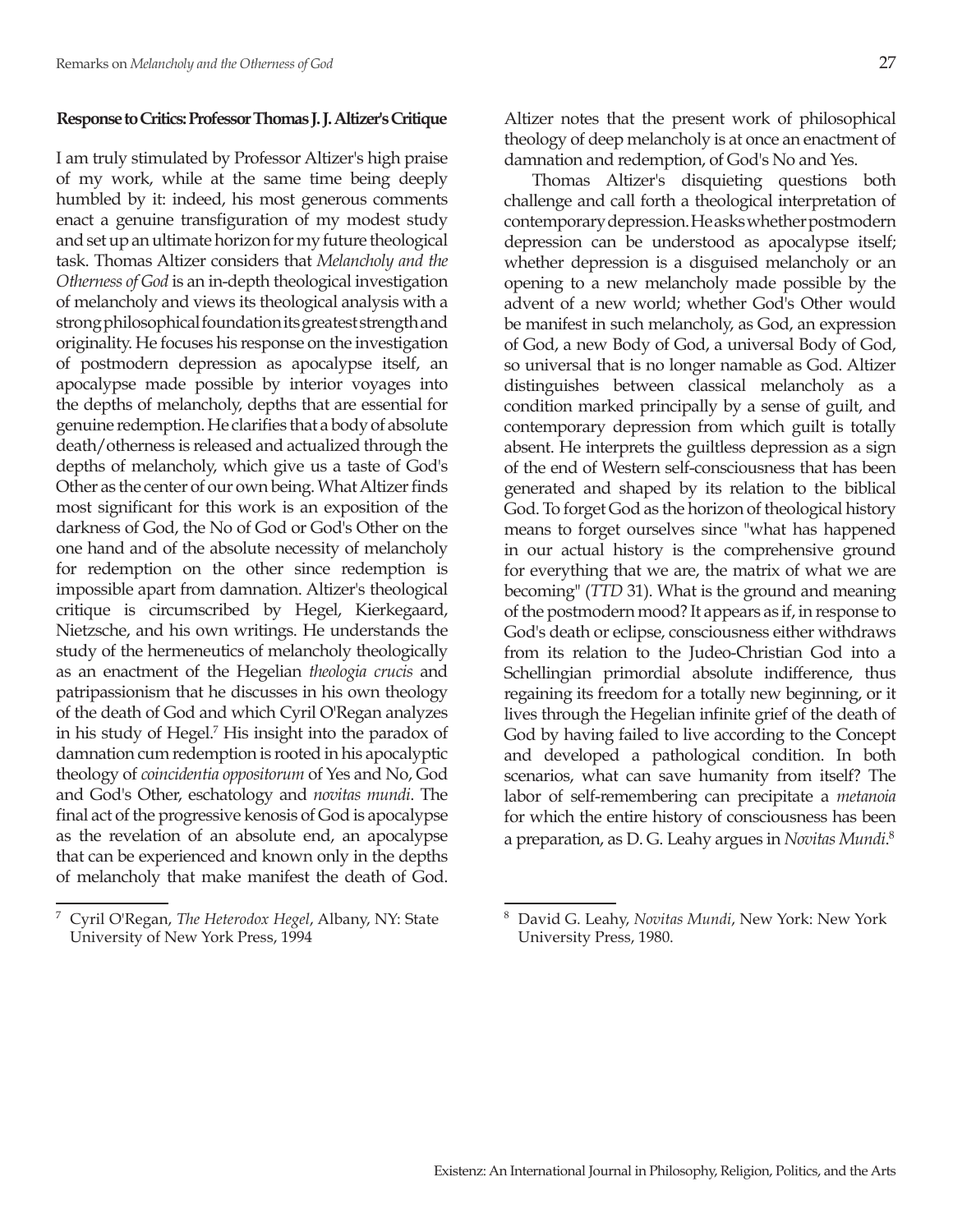**Response to Critics: Professor Thomas J. J. Altizer's Critique**

I am truly stimulated by Professor Altizer's high praise of my work, while at the same time being deeply humbled by it: indeed, his most generous comments enact a genuine transfiguration of my modest study and set up an ultimate horizon for my future theological task. Thomas Altizer considers that *Melancholy and the Otherness of God* is an in-depth theological investigation of melancholy and views its theological analysis with a strong philosophical foundation its greatest strength and originality. He focuses his response on the investigation of postmodern depression as apocalypse itself, an apocalypse made possible by interior voyages into the depths of melancholy, depths that are essential for genuine redemption. He clarifies that a body of absolute death/otherness is released and actualized through the depths of melancholy, which give us a taste of God's Other as the center of our own being. What Altizer finds most significant for this work is an exposition of the darkness of God, the No of God or God's Other on the one hand and of the absolute necessity of melancholy for redemption on the other since redemption is impossible apart from damnation. Altizer's theological critique is circumscribed by Hegel, Kierkegaard, Nietzsche, and his own writings. He understands the study of the hermeneutics of melancholy theologically as an enactment of the Hegelian *theologia crucis* and patripassionism that he discusses in his own theology of the death of God and which Cyril O'Regan analyzes in his study of Hegel.[7] His insight into the paradox of damnation cum redemption is rooted in his apocalyptic theology of *coincidentia oppositorum* of Yes and No, God and God's Other, eschatology and *novitas mundi*. The final act of the progressive kenosis of God is apocalypse as the revelation of an absolute end, an apocalypse that can be experienced and known only in the depths of melancholy that make manifest the death of God. Altizer notes that the present work of philosophical theology of deep melancholy is at once an enactment of damnation and redemption, of God's No and Yes.

Thomas Altizer's disquieting questions both challenge and call forth a theological interpretation of contemporary depression. He asks whether postmodern depression can be understood as apocalypse itself; whether depression is a disguised melancholy or an opening to a new melancholy made possible by the advent of a new world; whether God's Other would be manifest in such melancholy, as God, an expression of God, a new Body of God, a universal Body of God, so universal that is no longer namable as God. Altizer distinguishes between classical melancholy as a condition marked principally by a sense of guilt, and contemporary depression from which guilt is totally absent. He interprets the guiltless depression as a sign of the end of Western self-consciousness that has been generated and shaped by its relation to the biblical God. To forget God as the horizon of theological history means to forget ourselves since "what has happened in our actual history is the comprehensive ground for everything that we are, the matrix of what we are becoming" (*TTD* 31). What is the ground and meaning of the postmodern mood? It appears as if, in response to God's death or eclipse, consciousness either withdraws from its relation to the Judeo-Christian God into a Schellingian primordial absolute indifference, thus regaining its freedom for a totally new beginning, or it lives through the Hegelian infinite grief of the death of God by having failed to live according to the Concept and developed a pathological condition. In both scenarios, what can save humanity from itself? The labor of self-remembering can precipitate a *metanoia* for which the entire history of consciousness has been a preparation, as D. G. Leahy argues in *Novitas Mundi*.[8]

---

[7] Cyril O'Regan, *The Heterodox Hegel*, Albany, NY: State University of New York Press, 1994

[8] David G. Leahy, *Novitas Mundi*, New York: New York University Press, 1980.